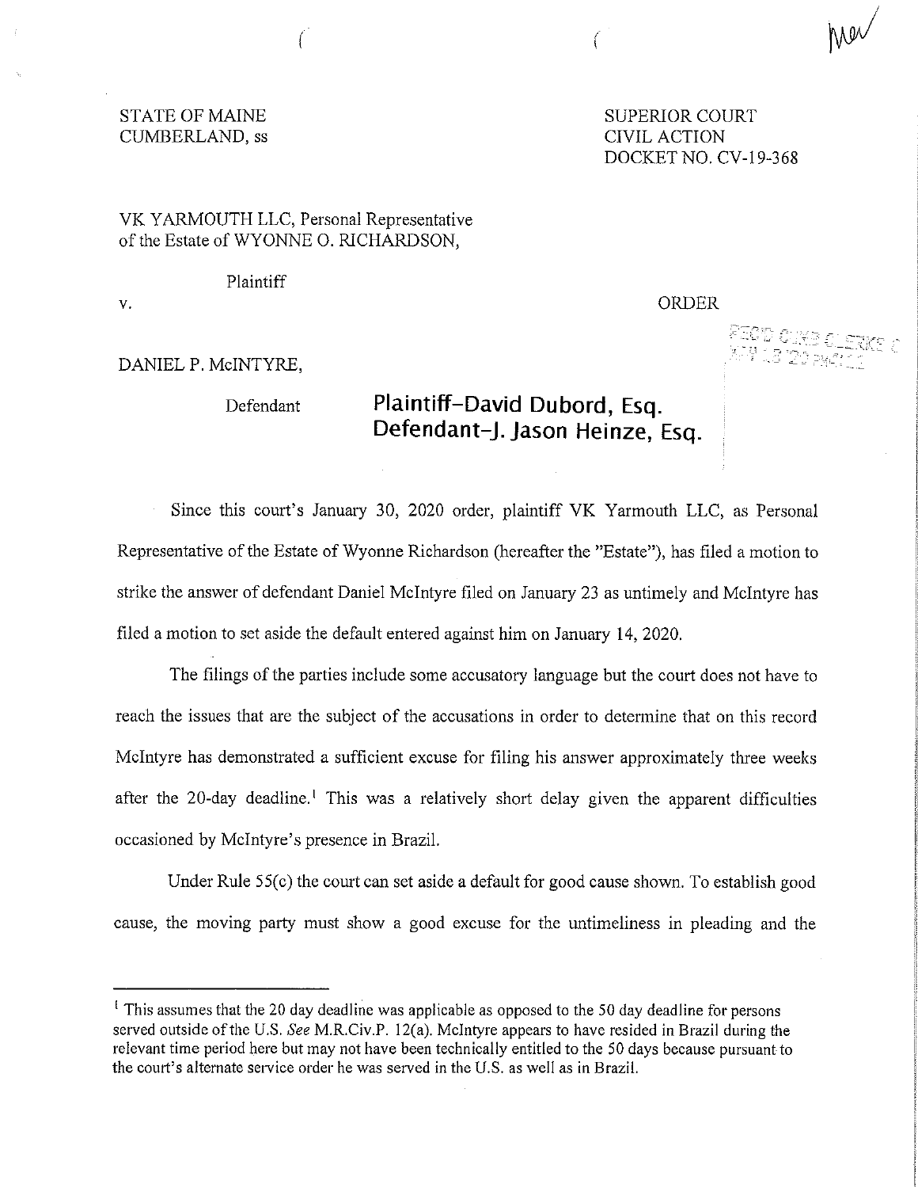STATE OF MAINE
CUMBERLAND, ss

SUPERIOR COURT
CIVIL ACTION
DOCKET NO. CV-19-368

VK YARMOUTH LLC, Personal Representative of the Estate of WYONNE O. RICHARDSON,

Plaintiff

v.

ORDER

DANIEL P. McINTYRE,

Defendant

**Plaintiff-David Dubord, Esq.**
**Defendant-J. Jason Heinze, Esq.**

Since this court's January 30, 2020 order, plaintiff VK Yarmouth LLC, as Personal Representative of the Estate of Wyonne Richardson (hereafter the "Estate"), has filed a motion to strike the answer of defendant Daniel McIntyre filed on January 23 as untimely and McIntyre has filed a motion to set aside the default entered against him on January 14, 2020.

The filings of the parties include some accusatory language but the court does not have to reach the issues that are the subject of the accusations in order to determine that on this record McIntyre has demonstrated a sufficient excuse for filing his answer approximately three weeks after the 20-day deadline.[1] This was a relatively short delay given the apparent difficulties occasioned by McIntyre's presence in Brazil.

Under Rule 55(c) the court can set aside a default for good cause shown. To establish good cause, the moving party must show a good excuse for the untimeliness in pleading and the

---

[1] This assumes that the 20 day deadline was applicable as opposed to the 50 day deadline for persons served outside of the U.S. *See* M.R.Civ.P. 12(a). McIntyre appears to have resided in Brazil during the relevant time period here but may not have been technically entitled to the 50 days because pursuant to the court's alternate service order he was served in the U.S. as well as in Brazil.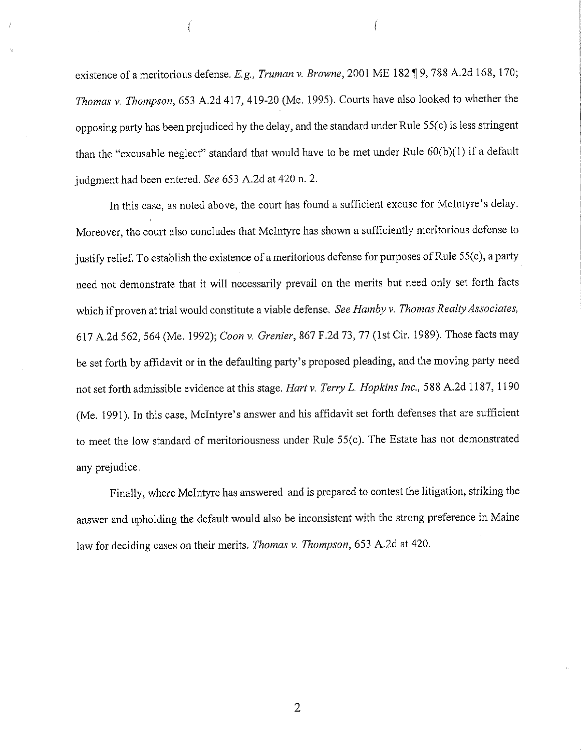existence of a meritorious defense. *E.g., Truman v. Browne*, 2001 ME 182 ¶ 9, 788 A.2d 168, 170; *Thomas v. Thompson*, 653 A.2d 417, 419-20 (Me. 1995). Courts have also looked to whether the opposing party has been prejudiced by the delay, and the standard under Rule 55(c) is less stringent than the "excusable neglect" standard that would have to be met under Rule 60(b)(1) if a default judgment had been entered. *See* 653 A.2d at 420 n. 2.

In this case, as noted above, the court has found a sufficient excuse for McIntyre's delay. Moreover, the court also concludes that McIntyre has shown a sufficiently meritorious defense to justify relief. To establish the existence of a meritorious defense for purposes of Rule 55(c), a party need not demonstrate that it will necessarily prevail on the merits but need only set forth facts which if proven at trial would constitute a viable defense. *See Hamby v. Thomas Realty Associates*, 617 A.2d 562, 564 (Me. 1992); *Coon v. Grenier*, 867 F.2d 73, 77 (1st Cir. 1989). Those facts may be set forth by affidavit or in the defaulting party's proposed pleading, and the moving party need not set forth admissible evidence at this stage. *Hart v. Terry L. Hopkins Inc.*, 588 A.2d 1187, 1190 (Me. 1991). In this case, McIntyre's answer and his affidavit set forth defenses that are sufficient to meet the low standard of meritoriousness under Rule 55(c). The Estate has not demonstrated any prejudice.

Finally, where McIntyre has answered and is prepared to contest the litigation, striking the answer and upholding the default would also be inconsistent with the strong preference in Maine law for deciding cases on their merits. *Thomas v. Thompson*, 653 A.2d at 420.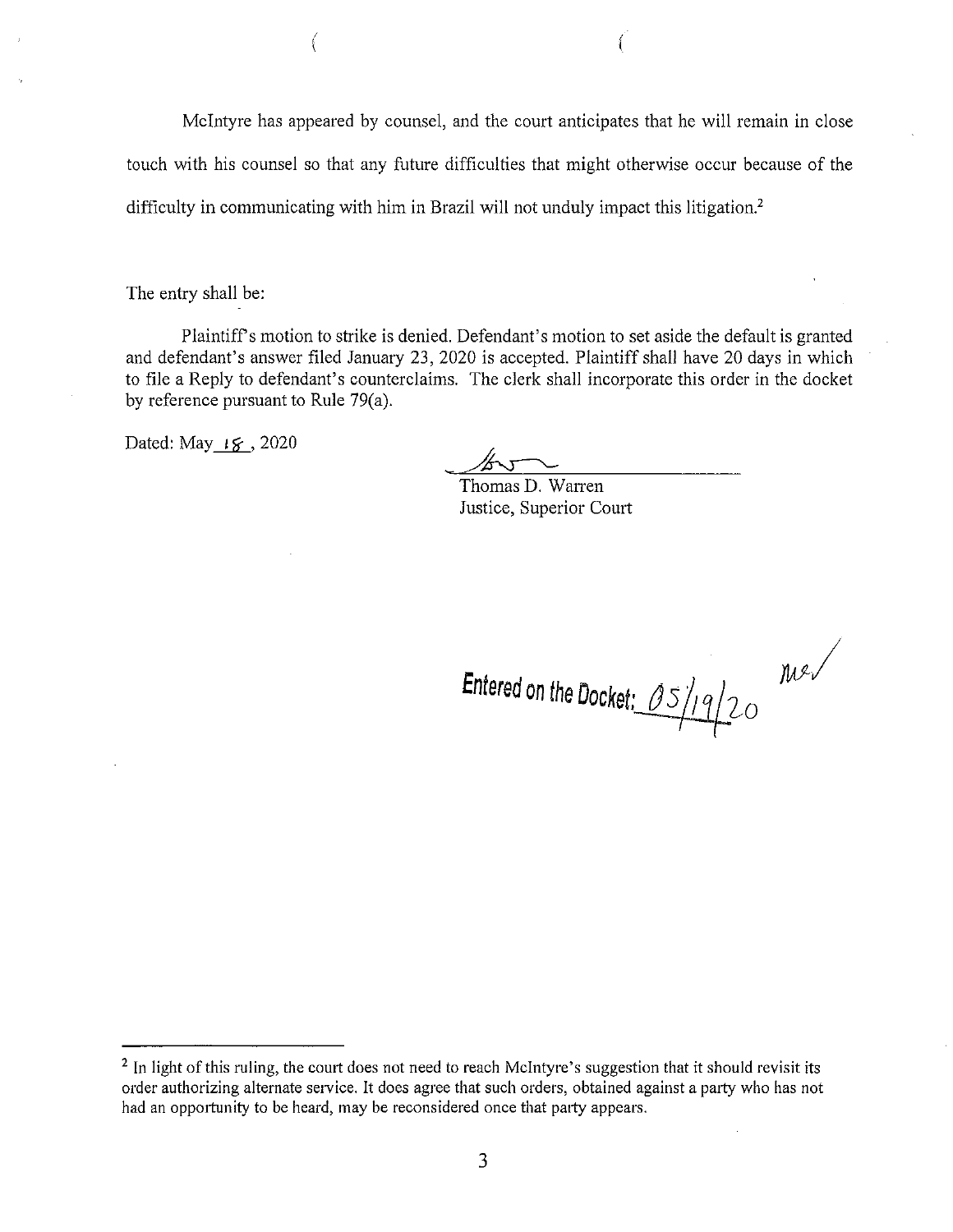McIntyre has appeared by counsel, and the court anticipates that he will remain in close touch with his counsel so that any future difficulties that might otherwise occur because of the difficulty in communicating with him in Brazil will not unduly impact this litigation.[2]

The entry shall be:

Plaintiff's motion to strike is denied. Defendant's motion to set aside the default is granted and defendant's answer filed January 23, 2020 is accepted. Plaintiff shall have 20 days in which to file a Reply to defendant's counterclaims. The clerk shall incorporate this order in the docket by reference pursuant to Rule 79(a).

Dated: May 18, 2020

Thomas D. Warren
Justice, Superior Court

Entered on the Docket: 05/19/20

---

[2] In light of this ruling, the court does not need to reach McIntyre's suggestion that it should revisit its order authorizing alternate service. It does agree that such orders, obtained against a party who has not had an opportunity to be heard, may be reconsidered once that party appears.